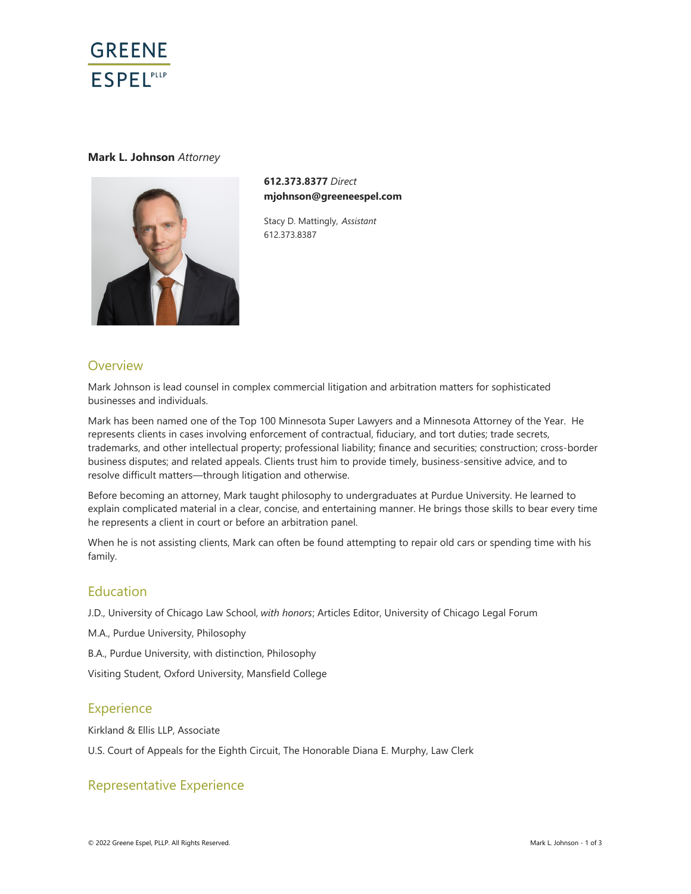GREENE ESPEL PLLP

**Mark L. Johnson** *Attorney*

**612.373.8377** *Direct*
**mjohnson@greeneespel.com**

Stacy D. Mattingly, *Assistant*
612.373.8387

## Overview

Mark Johnson is lead counsel in complex commercial litigation and arbitration matters for sophisticated businesses and individuals.

Mark has been named one of the Top 100 Minnesota Super Lawyers and a Minnesota Attorney of the Year. He represents clients in cases involving enforcement of contractual, fiduciary, and tort duties; trade secrets, trademarks, and other intellectual property; professional liability; finance and securities; construction; cross-border business disputes; and related appeals. Clients trust him to provide timely, business-sensitive advice, and to resolve difficult matters—through litigation and otherwise.

Before becoming an attorney, Mark taught philosophy to undergraduates at Purdue University. He learned to explain complicated material in a clear, concise, and entertaining manner. He brings those skills to bear every time he represents a client in court or before an arbitration panel.

When he is not assisting clients, Mark can often be found attempting to repair old cars or spending time with his family.

## Education

J.D., University of Chicago Law School, *with honors*; Articles Editor, University of Chicago Legal Forum

M.A., Purdue University, Philosophy

B.A., Purdue University, with distinction, Philosophy

Visiting Student, Oxford University, Mansfield College

## Experience

Kirkland & Ellis LLP, Associate

U.S. Court of Appeals for the Eighth Circuit, The Honorable Diana E. Murphy, Law Clerk

## Representative Experience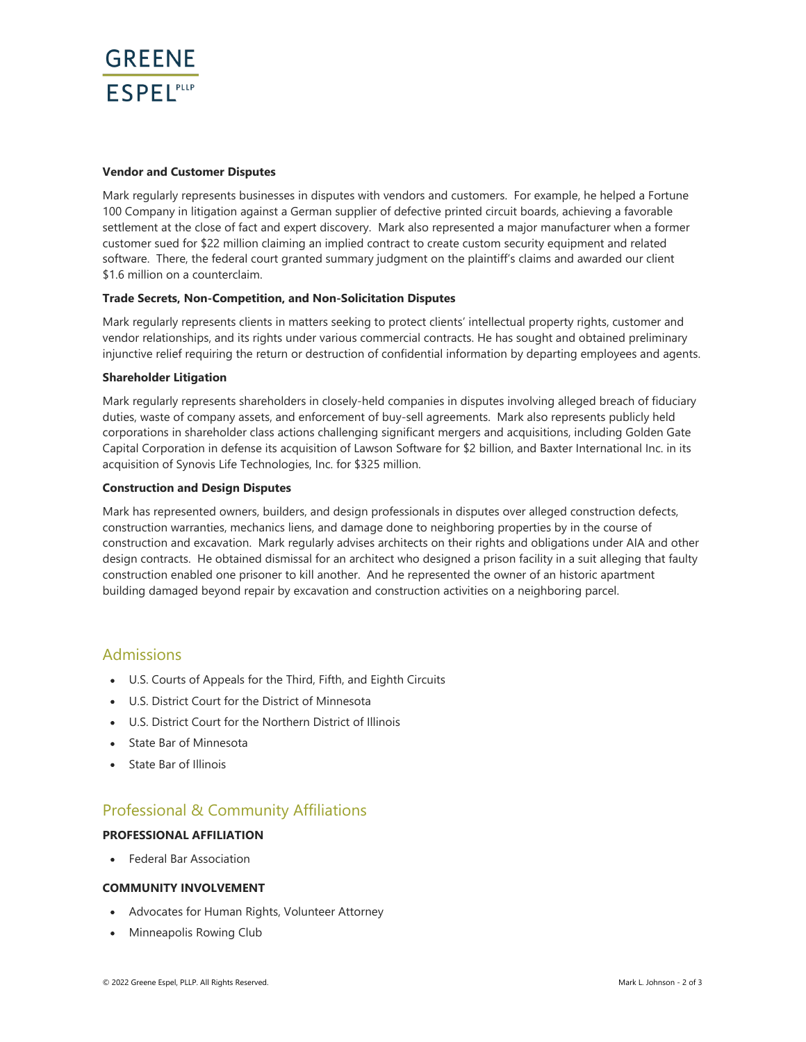**Vendor and Customer Disputes**

Mark regularly represents businesses in disputes with vendors and customers. For example, he helped a Fortune 100 Company in litigation against a German supplier of defective printed circuit boards, achieving a favorable settlement at the close of fact and expert discovery. Mark also represented a major manufacturer when a former customer sued for $22 million claiming an implied contract to create custom security equipment and related software. There, the federal court granted summary judgment on the plaintiff's claims and awarded our client $1.6 million on a counterclaim.

**Trade Secrets, Non-Competition, and Non-Solicitation Disputes**

Mark regularly represents clients in matters seeking to protect clients' intellectual property rights, customer and vendor relationships, and its rights under various commercial contracts. He has sought and obtained preliminary injunctive relief requiring the return or destruction of confidential information by departing employees and agents.

**Shareholder Litigation**

Mark regularly represents shareholders in closely-held companies in disputes involving alleged breach of fiduciary duties, waste of company assets, and enforcement of buy-sell agreements. Mark also represents publicly held corporations in shareholder class actions challenging significant mergers and acquisitions, including Golden Gate Capital Corporation in defense its acquisition of Lawson Software for $2 billion, and Baxter International Inc. in its acquisition of Synovis Life Technologies, Inc. for $325 million.

**Construction and Design Disputes**

Mark has represented owners, builders, and design professionals in disputes over alleged construction defects, construction warranties, mechanics liens, and damage done to neighboring properties by in the course of construction and excavation. Mark regularly advises architects on their rights and obligations under AIA and other design contracts. He obtained dismissal for an architect who designed a prison facility in a suit alleging that faulty construction enabled one prisoner to kill another. And he represented the owner of an historic apartment building damaged beyond repair by excavation and construction activities on a neighboring parcel.

## Admissions

- U.S. Courts of Appeals for the Third, Fifth, and Eighth Circuits
- U.S. District Court for the District of Minnesota
- U.S. District Court for the Northern District of Illinois
- State Bar of Minnesota
- State Bar of Illinois

## Professional & Community Affiliations

**PROFESSIONAL AFFILIATION**

- Federal Bar Association

**COMMUNITY INVOLVEMENT**

- Advocates for Human Rights, Volunteer Attorney
- Minneapolis Rowing Club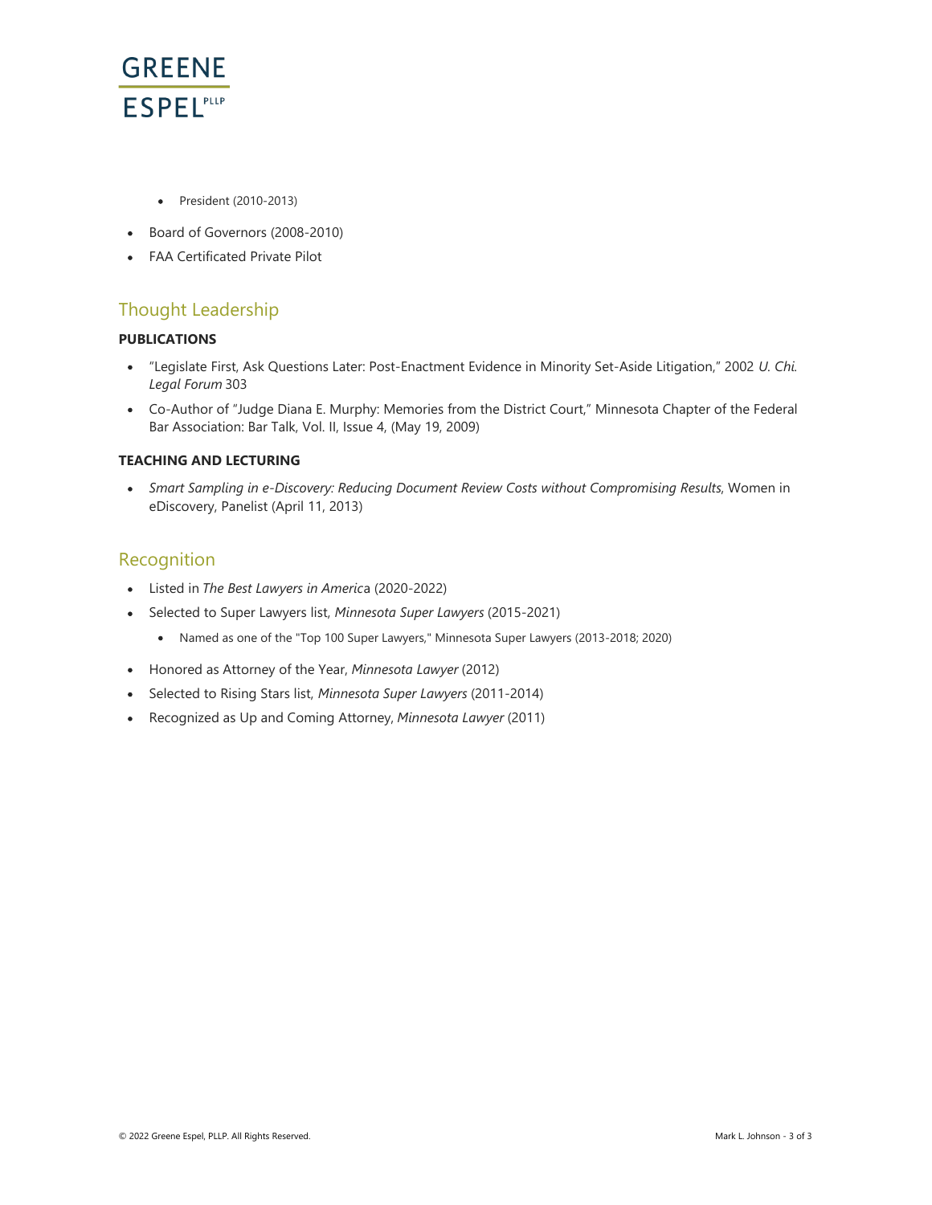- President (2010-2013)

- Board of Governors (2008-2010)
- FAA Certificated Private Pilot

## Thought Leadership

### PUBLICATIONS

- "Legislate First, Ask Questions Later: Post-Enactment Evidence in Minority Set-Aside Litigation," 2002 *U. Chi. Legal Forum* 303
- Co-Author of "Judge Diana E. Murphy: Memories from the District Court," Minnesota Chapter of the Federal Bar Association: Bar Talk, Vol. II, Issue 4, (May 19, 2009)

### TEACHING AND LECTURING

- *Smart Sampling in e-Discovery: Reducing Document Review Costs without Compromising Results*, Women in eDiscovery, Panelist (April 11, 2013)

## Recognition

- Listed in *The Best Lawyers in Americ*a (2020-2022)
- Selected to Super Lawyers list, *Minnesota Super Lawyers* (2015-2021)
  - Named as one of the "Top 100 Super Lawyers," Minnesota Super Lawyers (2013-2018; 2020)
- Honored as Attorney of the Year, *Minnesota Lawyer* (2012)
- Selected to Rising Stars list, *Minnesota Super Lawyers* (2011-2014)
- Recognized as Up and Coming Attorney, *Minnesota Lawyer* (2011)